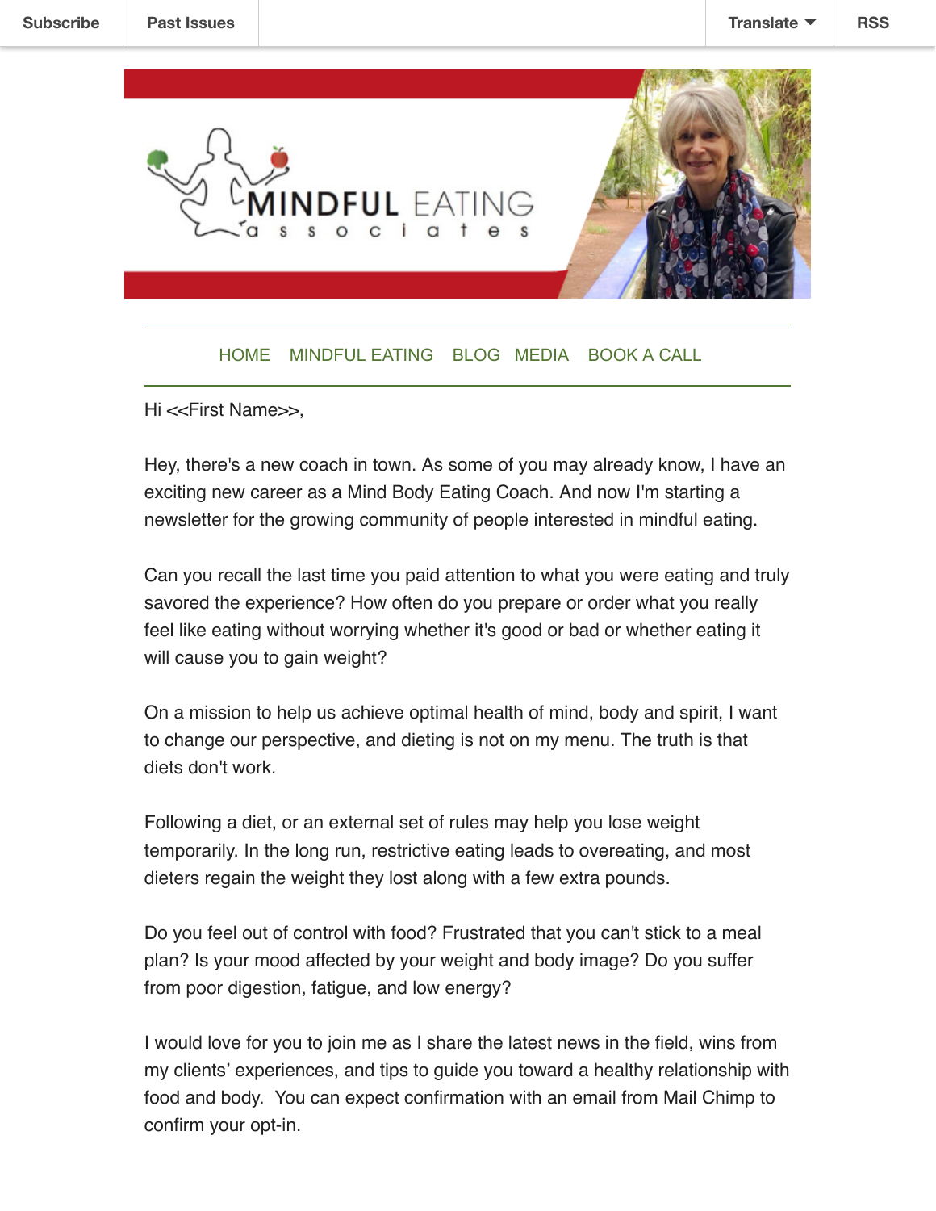Subscribe | Past Issues | Translate | RSS

MINDFUL EATING associates

HOME MINDFUL EATING BLOG MEDIA BOOK A CALL

Hi <<First Name>>,

Hey, there's a new coach in town. As some of you may already know, I have an exciting new career as a Mind Body Eating Coach. And now I'm starting a newsletter for the growing community of people interested in mindful eating.

Can you recall the last time you paid attention to what you were eating and truly savored the experience? How often do you prepare or order what you really feel like eating without worrying whether it's good or bad or whether eating it will cause you to gain weight?

On a mission to help us achieve optimal health of mind, body and spirit, I want to change our perspective, and dieting is not on my menu. The truth is that diets don't work.

Following a diet, or an external set of rules may help you lose weight temporarily. In the long run, restrictive eating leads to overeating, and most dieters regain the weight they lost along with a few extra pounds.

Do you feel out of control with food? Frustrated that you can't stick to a meal plan? Is your mood affected by your weight and body image? Do you suffer from poor digestion, fatigue, and low energy?

I would love for you to join me as I share the latest news in the field, wins from my clients' experiences, and tips to guide you toward a healthy relationship with food and body. You can expect confirmation with an email from Mail Chimp to confirm your opt-in.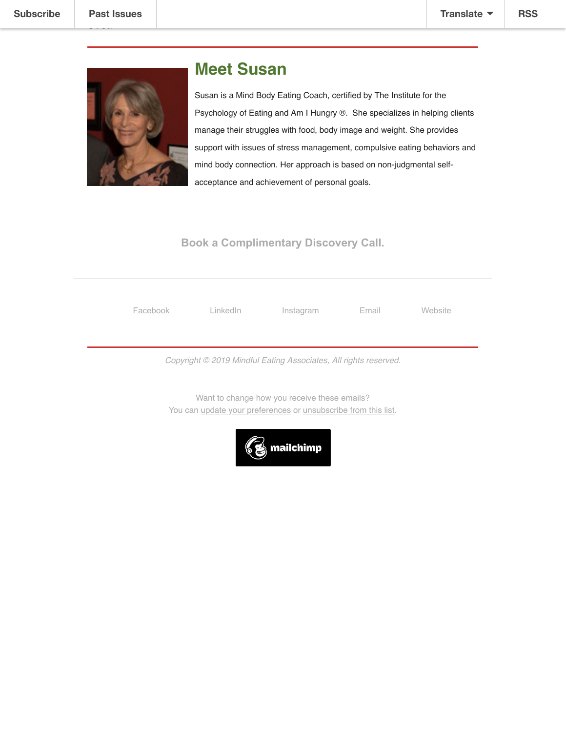Subscribe | Past Issues | Translate | RSS

## Meet Susan

Susan is a Mind Body Eating Coach, certified by The Institute for the Psychology of Eating and Am I Hungry ®.  She specializes in helping clients manage their struggles with food, body image and weight. She provides support with issues of stress management, compulsive eating behaviors and mind body connection. Her approach is based on non-judgmental self-acceptance and achievement of personal goals.

**Book a Complimentary Discovery Call.**

Facebook | LinkedIn | Instagram | Email | Website

*Copyright © 2019 Mindful Eating Associates, All rights reserved.*

Want to change how you receive these emails?
You can update your preferences or unsubscribe from this list.

mailchimp